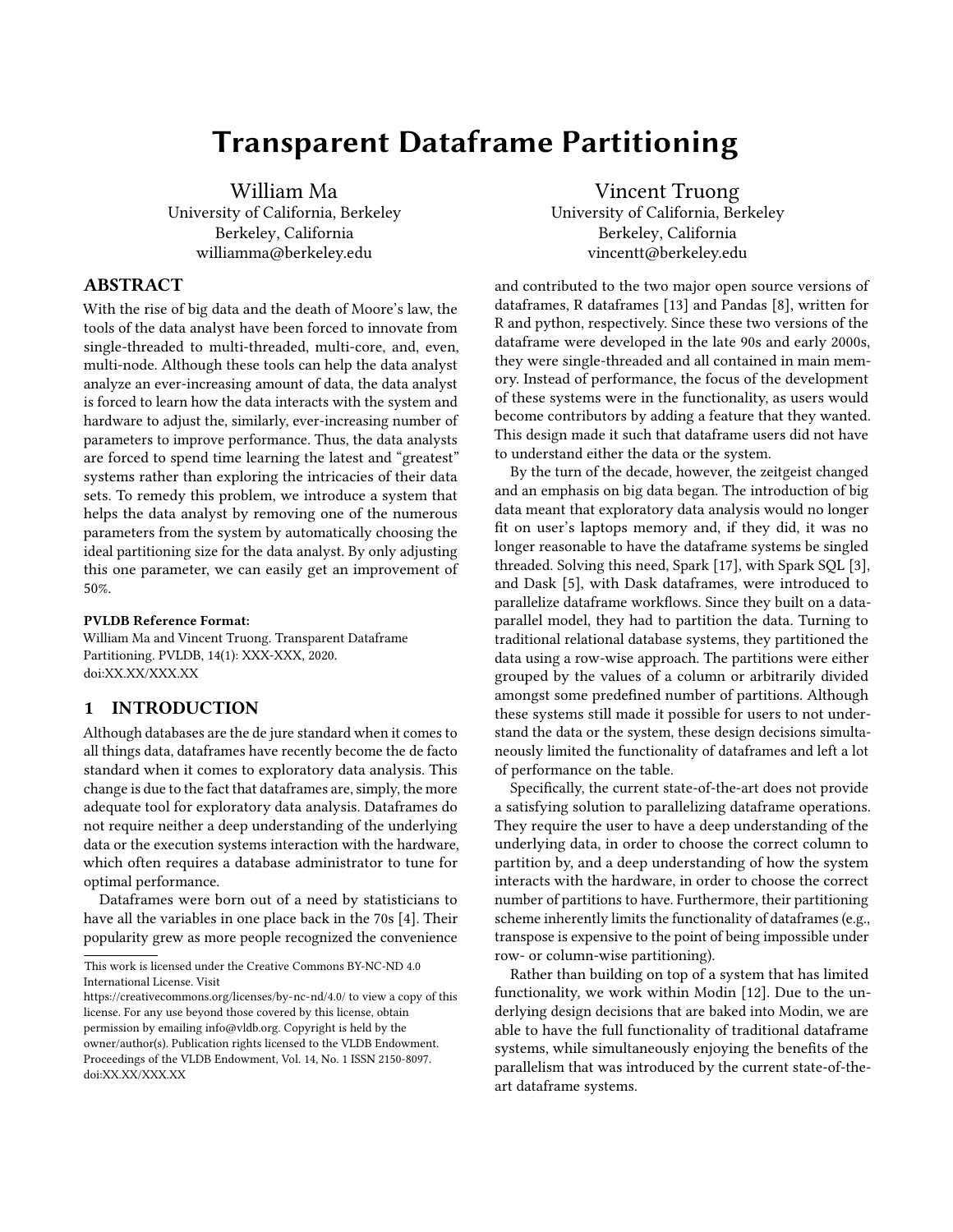# Transparent Dataframe Partitioning

William Ma
University of California, Berkeley
Berkeley, California
williamma@berkeley.edu

Vincent Truong
University of California, Berkeley
Berkeley, California
vincentt@berkeley.edu

## ABSTRACT

With the rise of big data and the death of Moore's law, the tools of the data analyst have been forced to innovate from single-threaded to multi-threaded, multi-core, and, even, multi-node. Although these tools can help the data analyst analyze an ever-increasing amount of data, the data analyst is forced to learn how the data interacts with the system and hardware to adjust the, similarly, ever-increasing number of parameters to improve performance. Thus, the data analysts are forced to spend time learning the latest and "greatest" systems rather than exploring the intricacies of their data sets. To remedy this problem, we introduce a system that helps the data analyst by removing one of the numerous parameters from the system by automatically choosing the ideal partitioning size for the data analyst. By only adjusting this one parameter, we can easily get an improvement of 50%.

**PVLDB Reference Format:**
William Ma and Vincent Truong. Transparent Dataframe Partitioning. PVLDB, 14(1): XXX-XXX, 2020.
doi:XX.XX/XXX.XX

## 1 INTRODUCTION

Although databases are the de jure standard when it comes to all things data, dataframes have recently become the de facto standard when it comes to exploratory data analysis. This change is due to the fact that dataframes are, simply, the more adequate tool for exploratory data analysis. Dataframes do not require neither a deep understanding of the underlying data or the execution systems interaction with the hardware, which often requires a database administrator to tune for optimal performance.

Dataframes were born out of a need by statisticians to have all the variables in one place back in the 70s [4]. Their popularity grew as more people recognized the convenience and contributed to the two major open source versions of dataframes, R dataframes [13] and Pandas [8], written for R and python, respectively. Since these two versions of the dataframe were developed in the late 90s and early 2000s, they were single-threaded and all contained in main memory. Instead of performance, the focus of the development of these systems were in the functionality, as users would become contributors by adding a feature that they wanted. This design made it such that dataframe users did not have to understand either the data or the system.

By the turn of the decade, however, the zeitgeist changed and an emphasis on big data began. The introduction of big data meant that exploratory data analysis would no longer fit on user's laptops memory and, if they did, it was no longer reasonable to have the dataframe systems be singled threaded. Solving this need, Spark [17], with Spark SQL [3], and Dask [5], with Dask dataframes, were introduced to parallelize dataframe workflows. Since they built on a data-parallel model, they had to partition the data. Turning to traditional relational database systems, they partitioned the data using a row-wise approach. The partitions were either grouped by the values of a column or arbitrarily divided amongst some predefined number of partitions. Although these systems still made it possible for users to not understand the data or the system, these design decisions simultaneously limited the functionality of dataframes and left a lot of performance on the table.

Specifically, the current state-of-the-art does not provide a satisfying solution to parallelizing dataframe operations. They require the user to have a deep understanding of the underlying data, in order to choose the correct column to partition by, and a deep understanding of how the system interacts with the hardware, in order to choose the correct number of partitions to have. Furthermore, their partitioning scheme inherently limits the functionality of dataframes (e.g., transpose is expensive to the point of being impossible under row- or column-wise partitioning).

Rather than building on top of a system that has limited functionality, we work within Modin [12]. Due to the underlying design decisions that are baked into Modin, we are able to have the full functionality of traditional dataframe systems, while simultaneously enjoying the benefits of the parallelism that was introduced by the current state-of-the-art dataframe systems.

---

This work is licensed under the Creative Commons BY-NC-ND 4.0 International License. Visit https://creativecommons.org/licenses/by-nc-nd/4.0/ to view a copy of this license. For any use beyond those covered by this license, obtain permission by emailing info@vldb.org. Copyright is held by the owner/author(s). Publication rights licensed to the VLDB Endowment.
Proceedings of the VLDB Endowment, Vol. 14, No. 1 ISSN 2150-8097.
doi:XX.XX/XXX.XX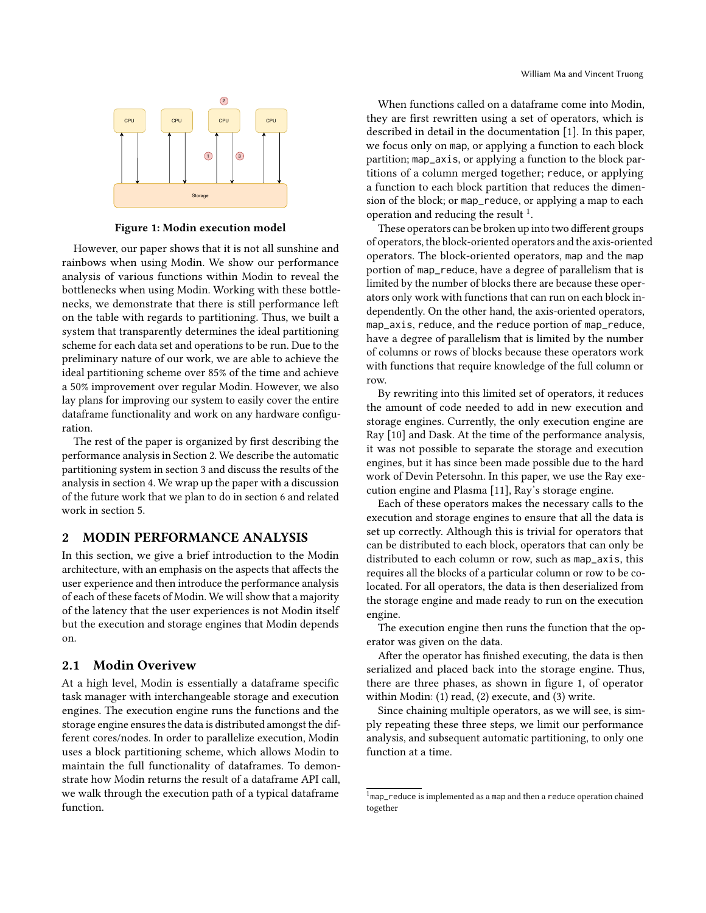Figure 1: Modin execution model

However, our paper shows that it is not all sunshine and rainbows when using Modin. We show our performance analysis of various functions within Modin to reveal the bottlenecks when using Modin. Working with these bottlenecks, we demonstrate that there is still performance left on the table with regards to partitioning. Thus, we built a system that transparently determines the ideal partitioning scheme for each data set and operations to be run. Due to the preliminary nature of our work, we are able to achieve the ideal partitioning scheme over 85% of the time and achieve a 50% improvement over regular Modin. However, we also lay plans for improving our system to easily cover the entire dataframe functionality and work on any hardware configuration.

The rest of the paper is organized by first describing the performance analysis in Section 2. We describe the automatic partitioning system in section 3 and discuss the results of the analysis in section 4. We wrap up the paper with a discussion of the future work that we plan to do in section 6 and related work in section 5.

## 2 MODIN PERFORMANCE ANALYSIS

In this section, we give a brief introduction to the Modin architecture, with an emphasis on the aspects that affects the user experience and then introduce the performance analysis of each of these facets of Modin. We will show that a majority of the latency that the user experiences is not Modin itself but the execution and storage engines that Modin depends on.

### 2.1 Modin Overivew

At a high level, Modin is essentially a dataframe specific task manager with interchangeable storage and execution engines. The execution engine runs the functions and the storage engine ensures the data is distributed amongst the different cores/nodes. In order to parallelize execution, Modin uses a block partitioning scheme, which allows Modin to maintain the full functionality of dataframes. To demonstrate how Modin returns the result of a dataframe API call, we walk through the execution path of a typical dataframe function.

When functions called on a dataframe come into Modin, they are first rewritten using a set of operators, which is described in detail in the documentation [1]. In this paper, we focus only on `map`, or applying a function to each block partition; `map_axis`, or applying a function to the block partitions of a column merged together; `reduce`, or applying a function to each block partition that reduces the dimension of the block; or `map_reduce`, or applying a map to each operation and reducing the result [1].

These operators can be broken up into two different groups of operators, the block-oriented operators and the axis-oriented operators. The block-oriented operators, `map` and the `map` portion of `map_reduce`, have a degree of parallelism that is limited by the number of blocks there are because these operators only work with functions that can run on each block independently. On the other hand, the axis-oriented operators, `map_axis`, `reduce`, and the `reduce` portion of `map_reduce`, have a degree of parallelism that is limited by the number of columns or rows of blocks because these operators work with functions that require knowledge of the full column or row.

By rewriting into this limited set of operators, it reduces the amount of code needed to add in new execution and storage engines. Currently, the only execution engine are Ray [10] and Dask. At the time of the performance analysis, it was not possible to separate the storage and execution engines, but it has since been made possible due to the hard work of Devin Petersohn. In this paper, we use the Ray execution engine and Plasma [11], Ray's storage engine.

Each of these operators makes the necessary calls to the execution and storage engines to ensure that all the data is set up correctly. Although this is trivial for operators that can be distributed to each block, operators that can only be distributed to each column or row, such as `map_axis`, this requires all the blocks of a particular column or row to be co-located. For all operators, the data is then deserialized from the storage engine and made ready to run on the execution engine.

The execution engine then runs the function that the operator was given on the data.

After the operator has finished executing, the data is then serialized and placed back into the storage engine. Thus, there are three phases, as shown in figure 1, of operator within Modin: (1) read, (2) execute, and (3) write.

Since chaining multiple operators, as we will see, is simply repeating these three steps, we limit our performance analysis, and subsequent automatic partitioning, to only one function at a time.

[1] `map_reduce` is implemented as a `map` and then a `reduce` operation chained together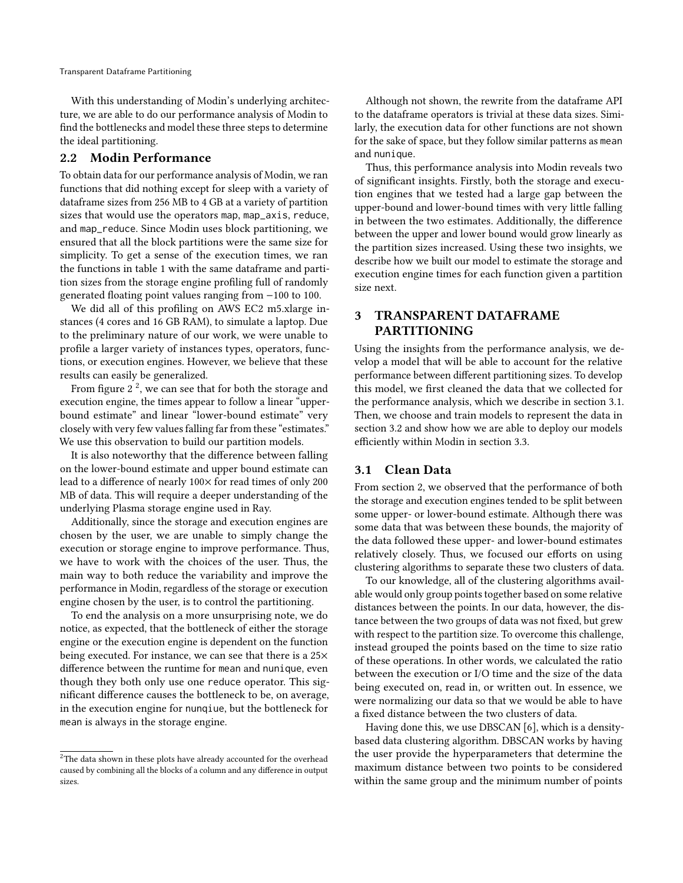With this understanding of Modin's underlying architecture, we are able to do our performance analysis of Modin to find the bottlenecks and model these three steps to determine the ideal partitioning.

## 2.2 Modin Performance

To obtain data for our performance analysis of Modin, we ran functions that did nothing except for sleep with a variety of dataframe sizes from 256 MB to 4 GB at a variety of partition sizes that would use the operators map, map_axis, reduce, and map_reduce. Since Modin uses block partitioning, we ensured that all the block partitions were the same size for simplicity. To get a sense of the execution times, we ran the functions in table 1 with the same dataframe and partition sizes from the storage engine profiling full of randomly generated floating point values ranging from −100 to 100.

We did all of this profiling on AWS EC2 m5.xlarge instances (4 cores and 16 GB RAM), to simulate a laptop. Due to the preliminary nature of our work, we were unable to profile a larger variety of instances types, operators, functions, or execution engines. However, we believe that these results can easily be generalized.

From figure 2 [2], we can see that for both the storage and execution engine, the times appear to follow a linear "upper-bound estimate" and linear "lower-bound estimate" very closely with very few values falling far from these "estimates." We use this observation to build our partition models.

It is also noteworthy that the difference between falling on the lower-bound estimate and upper bound estimate can lead to a difference of nearly 100× for read times of only 200 MB of data. This will require a deeper understanding of the underlying Plasma storage engine used in Ray.

Additionally, since the storage and execution engines are chosen by the user, we are unable to simply change the execution or storage engine to improve performance. Thus, we have to work with the choices of the user. Thus, the main way to both reduce the variability and improve the performance in Modin, regardless of the storage or execution engine chosen by the user, is to control the partitioning.

To end the analysis on a more unsurprising note, we do notice, as expected, that the bottleneck of either the storage engine or the execution engine is dependent on the function being executed. For instance, we can see that there is a 25× difference between the runtime for mean and nunique, even though they both only use one reduce operator. This significant difference causes the bottleneck to be, on average, in the execution engine for nunqiue, but the bottleneck for mean is always in the storage engine.

[2] The data shown in these plots have already accounted for the overhead caused by combining all the blocks of a column and any difference in output sizes.

Although not shown, the rewrite from the dataframe API to the dataframe operators is trivial at these data sizes. Similarly, the execution data for other functions are not shown for the sake of space, but they follow similar patterns as mean and nunique.

Thus, this performance analysis into Modin reveals two of significant insights. Firstly, both the storage and execution engines that we tested had a large gap between the upper-bound and lower-bound times with very little falling in between the two estimates. Additionally, the difference between the upper and lower bound would grow linearly as the partition sizes increased. Using these two insights, we describe how we built our model to estimate the storage and execution engine times for each function given a partition size next.

# 3 TRANSPARENT DATAFRAME PARTITIONING

Using the insights from the performance analysis, we develop a model that will be able to account for the relative performance between different partitioning sizes. To develop this model, we first cleaned the data that we collected for the performance analysis, which we describe in section 3.1. Then, we choose and train models to represent the data in section 3.2 and show how we are able to deploy our models efficiently within Modin in section 3.3.

## 3.1 Clean Data

From section 2, we observed that the performance of both the storage and execution engines tended to be split between some upper- or lower-bound estimate. Although there was some data that was between these bounds, the majority of the data followed these upper- and lower-bound estimates relatively closely. Thus, we focused our efforts on using clustering algorithms to separate these two clusters of data.

To our knowledge, all of the clustering algorithms available would only group points together based on some relative distances between the points. In our data, however, the distance between the two groups of data was not fixed, but grew with respect to the partition size. To overcome this challenge, instead grouped the points based on the time to size ratio of these operations. In other words, we calculated the ratio between the execution or I/O time and the size of the data being executed on, read in, or written out. In essence, we were normalizing our data so that we would be able to have a fixed distance between the two clusters of data.

Having done this, we use DBSCAN [6], which is a density-based data clustering algorithm. DBSCAN works by having the user provide the hyperparameters that determine the maximum distance between two points to be considered within the same group and the minimum number of points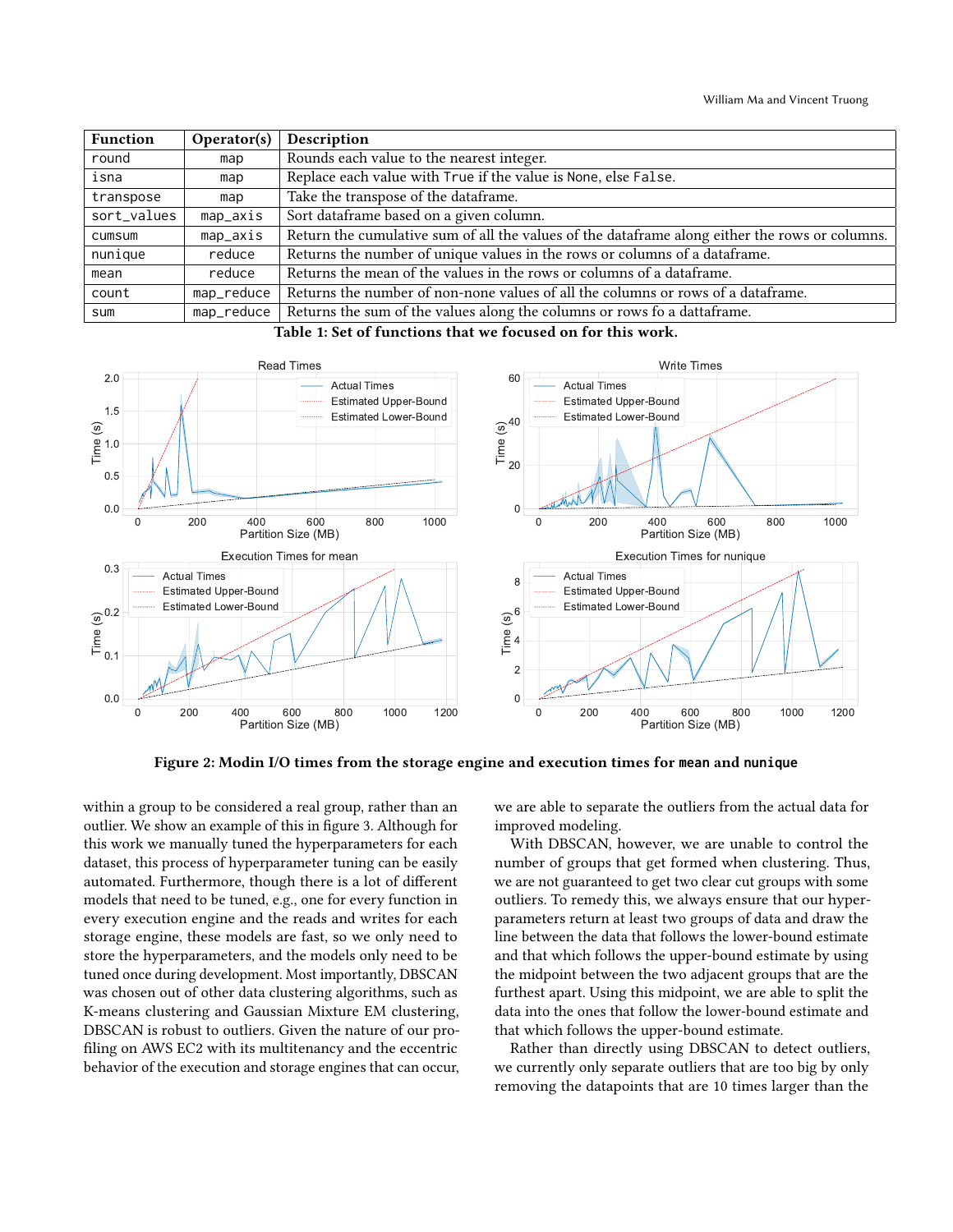| Function | Operator(s) | Description |
| --- | --- | --- |
| `round` | `map` | Rounds each value to the nearest integer. |
| `isna` | `map` | Replace each value with `True` if the value is `None`, else `False`. |
| `transpose` | `map` | Take the transpose of the dataframe. |
| `sort_values` | `map_axis` | Sort dataframe based on a given column. |
| `cumsum` | `map_axis` | Return the cumulative sum of all the values of the dataframe along either the rows or columns. |
| `nunique` | `reduce` | Returns the number of unique values in the rows or columns of a dataframe. |
| `mean` | `reduce` | Returns the mean of the values in the rows or columns of a dataframe. |
| `count` | `map_reduce` | Returns the number of non-none values of all the columns or rows of a dataframe. |
| `sum` | `map_reduce` | Returns the sum of the values along the columns or rows fo a dattaframe. |

**Table 1: Set of functions that we focused on for this work.**

**Figure 2: Modin I/O times from the storage engine and execution times for `mean` and `nunique`**

within a group to be considered a real group, rather than an outlier. We show an example of this in figure 3. Although for this work we manually tuned the hyperparameters for each dataset, this process of hyperparameter tuning can be easily automated. Furthermore, though there is a lot of different models that need to be tuned, e.g., one for every function in every execution engine and the reads and writes for each storage engine, these models are fast, so we only need to store the hyperparameters, and the models only need to be tuned once during development. Most importantly, DBSCAN was chosen out of other data clustering algorithms, such as K-means clustering and Gaussian Mixture EM clustering, DBSCAN is robust to outliers. Given the nature of our profiling on AWS EC2 with its multitenancy and the eccentric behavior of the execution and storage engines that can occur, we are able to separate the outliers from the actual data for improved modeling.

With DBSCAN, however, we are unable to control the number of groups that get formed when clustering. Thus, we are not guaranteed to get two clear cut groups with some outliers. To remedy this, we always ensure that our hyperparameters return at least two groups of data and draw the line between the data that follows the lower-bound estimate and that which follows the upper-bound estimate by using the midpoint between the two adjacent groups that are the furthest apart. Using this midpoint, we are able to split the data into the ones that follow the lower-bound estimate and that which follows the upper-bound estimate.

Rather than directly using DBSCAN to detect outliers, we currently only separate outliers that are too big by only removing the datapoints that are 10 times larger than the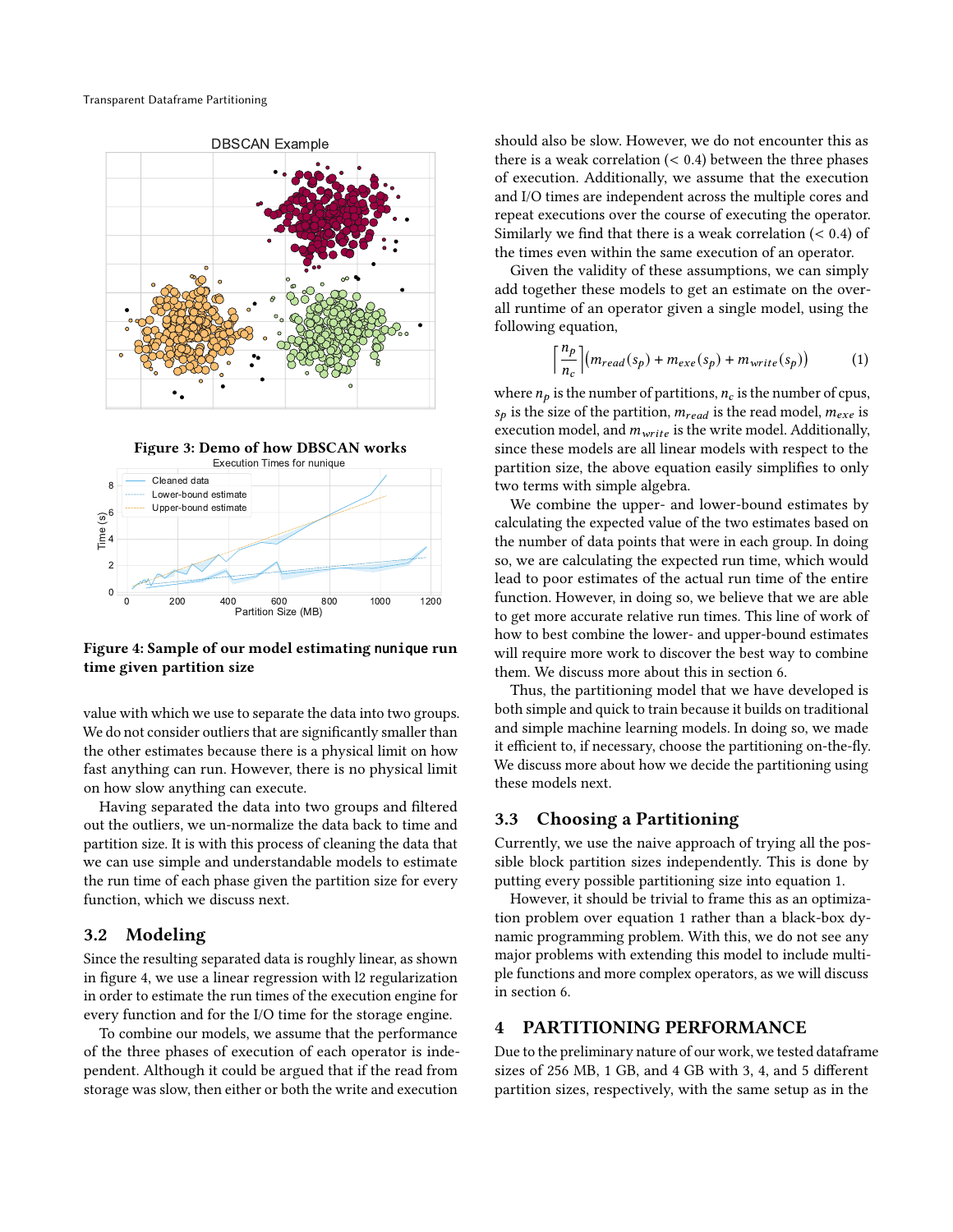Figure 3: Demo of how DBSCAN works

Figure 4: Sample of our model estimating `nunique` run time given partition size

value with which we use to separate the data into two groups. We do not consider outliers that are significantly smaller than the other estimates because there is a physical limit on how fast anything can run. However, there is no physical limit on how slow anything can execute.

Having separated the data into two groups and filtered out the outliers, we un-normalize the data back to time and partition size. It is with this process of cleaning the data that we can use simple and understandable models to estimate the run time of each phase given the partition size for every function, which we discuss next.

## 3.2 Modeling

Since the resulting separated data is roughly linear, as shown in figure 4, we use a linear regression with l2 regularization in order to estimate the run times of the execution engine for every function and for the I/O time for the storage engine.

To combine our models, we assume that the performance of the three phases of execution of each operator is independent. Although it could be argued that if the read from storage was slow, then either or both the write and execution should also be slow. However, we do not encounter this as there is a weak correlation ($< 0.4$) between the three phases of execution. Additionally, we assume that the execution and I/O times are independent across the multiple cores and repeat executions over the course of executing the operator. Similarly we find that there is a weak correlation ($< 0.4$) of the times even within the same execution of an operator.

Given the validity of these assumptions, we can simply add together these models to get an estimate on the overall runtime of an operator given a single model, using the following equation,

$$\left\lceil \frac{n_p}{n_c} \right\rceil \left( m_{read}(s_p) + m_{exe}(s_p) + m_{write}(s_p) \right) \tag{1}$$

where $n_p$ is the number of partitions, $n_c$ is the number of cpus, $s_p$ is the size of the partition, $m_{read}$ is the read model, $m_{exe}$ is execution model, and $m_{write}$ is the write model. Additionally, since these models are all linear models with respect to the partition size, the above equation easily simplifies to only two terms with simple algebra.

We combine the upper- and lower-bound estimates by calculating the expected value of the two estimates based on the number of data points that were in each group. In doing so, we are calculating the expected run time, which would lead to poor estimates of the actual run time of the entire function. However, in doing so, we believe that we are able to get more accurate relative run times. This line of work of how to best combine the lower- and upper-bound estimates will require more work to discover the best way to combine them. We discuss more about this in section 6.

Thus, the partitioning model that we have developed is both simple and quick to train because it builds on traditional and simple machine learning models. In doing so, we made it efficient to, if necessary, choose the partitioning on-the-fly. We discuss more about how we decide the partitioning using these models next.

## 3.3 Choosing a Partitioning

Currently, we use the naive approach of trying all the possible block partition sizes independently. This is done by putting every possible partitioning size into equation 1.

However, it should be trivial to frame this as an optimization problem over equation 1 rather than a black-box dynamic programming problem. With this, we do not see any major problems with extending this model to include multiple functions and more complex operators, as we will discuss in section 6.

# 4 PARTITIONING PERFORMANCE

Due to the preliminary nature of our work, we tested dataframe sizes of 256 MB, 1 GB, and 4 GB with 3, 4, and 5 different partition sizes, respectively, with the same setup as in the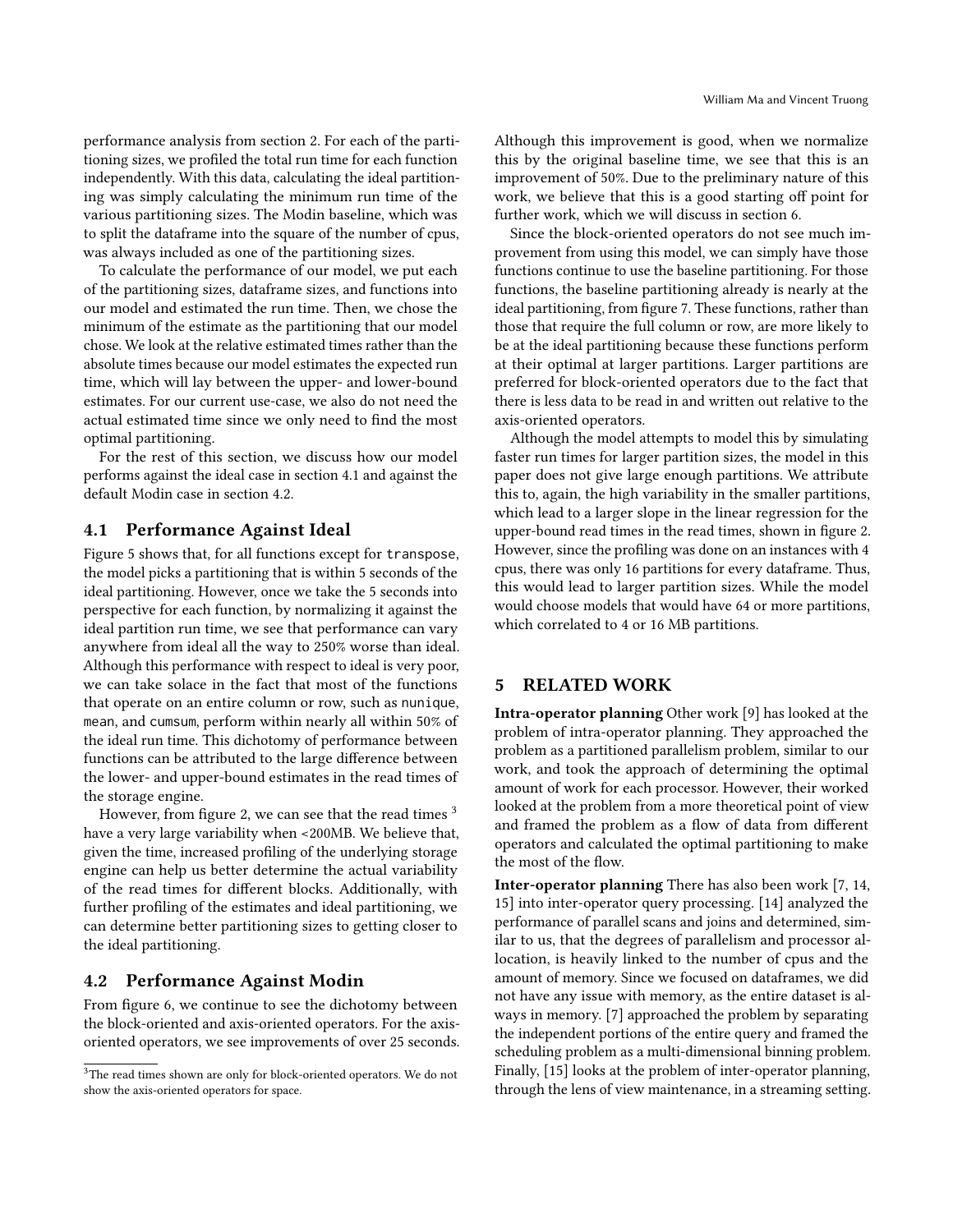performance analysis from section 2. For each of the partitioning sizes, we profiled the total run time for each function independently. With this data, calculating the ideal partitioning was simply calculating the minimum run time of the various partitioning sizes. The Modin baseline, which was to split the dataframe into the square of the number of cpus, was always included as one of the partitioning sizes.

To calculate the performance of our model, we put each of the partitioning sizes, dataframe sizes, and functions into our model and estimated the run time. Then, we chose the minimum of the estimate as the partitioning that our model chose. We look at the relative estimated times rather than the absolute times because our model estimates the expected run time, which will lay between the upper- and lower-bound estimates. For our current use-case, we also do not need the actual estimated time since we only need to find the most optimal partitioning.

For the rest of this section, we discuss how our model performs against the ideal case in section 4.1 and against the default Modin case in section 4.2.

## 4.1 Performance Against Ideal

Figure 5 shows that, for all functions except for `transpose`, the model picks a partitioning that is within 5 seconds of the ideal partitioning. However, once we take the 5 seconds into perspective for each function, by normalizing it against the ideal partition run time, we see that performance can vary anywhere from ideal all the way to 250% worse than ideal. Although this performance with respect to ideal is very poor, we can take solace in the fact that most of the functions that operate on an entire column or row, such as `nunique`, `mean`, and `cumsum`, perform within nearly all within 50% of the ideal run time. This dichotomy of performance between functions can be attributed to the large difference between the lower- and upper-bound estimates in the read times of the storage engine.

However, from figure 2, we can see that the read times [3] have a very large variability when <200MB. We believe that, given the time, increased profiling of the underlying storage engine can help us better determine the actual variability of the read times for different blocks. Additionally, with further profiling of the estimates and ideal partitioning, we can determine better partitioning sizes to getting closer to the ideal partitioning.

## 4.2 Performance Against Modin

From figure 6, we continue to see the dichotomy between the block-oriented and axis-oriented operators. For the axis-oriented operators, we see improvements of over 25 seconds. Although this improvement is good, when we normalize this by the original baseline time, we see that this is an improvement of 50%. Due to the preliminary nature of this work, we believe that this is a good starting off point for further work, which we will discuss in section 6.

Since the block-oriented operators do not see much improvement from using this model, we can simply have those functions continue to use the baseline partitioning. For those functions, the baseline partitioning already is nearly at the ideal partitioning, from figure 7. These functions, rather than those that require the full column or row, are more likely to be at the ideal partitioning because these functions perform at their optimal at larger partitions. Larger partitions are preferred for block-oriented operators due to the fact that there is less data to be read in and written out relative to the axis-oriented operators.

Although the model attempts to model this by simulating faster run times for larger partition sizes, the model in this paper does not give large enough partitions. We attribute this to, again, the high variability in the smaller partitions, which lead to a larger slope in the linear regression for the upper-bound read times in the read times, shown in figure 2. However, since the profiling was done on an instances with 4 cpus, there was only 16 partitions for every dataframe. Thus, this would lead to larger partition sizes. While the model would choose models that would have 64 or more partitions, which correlated to 4 or 16 MB partitions.

# 5 RELATED WORK

**Intra-operator planning** Other work [9] has looked at the problem of intra-operator planning. They approached the problem as a partitioned parallelism problem, similar to our work, and took the approach of determining the optimal amount of work for each processor. However, their worked looked at the problem from a more theoretical point of view and framed the problem as a flow of data from different operators and calculated the optimal partitioning to make the most of the flow.

**Inter-operator planning** There has also been work [7, 14, 15] into inter-operator query processing. [14] analyzed the performance of parallel scans and joins and determined, similar to us, that the degrees of parallelism and processor allocation, is heavily linked to the number of cpus and the amount of memory. Since we focused on dataframes, we did not have any issue with memory, as the entire dataset is always in memory. [7] approached the problem by separating the independent portions of the entire query and framed the scheduling problem as a multi-dimensional binning problem. Finally, [15] looks at the problem of inter-operator planning, through the lens of view maintenance, in a streaming setting.

[3] The read times shown are only for block-oriented operators. We do not show the axis-oriented operators for space.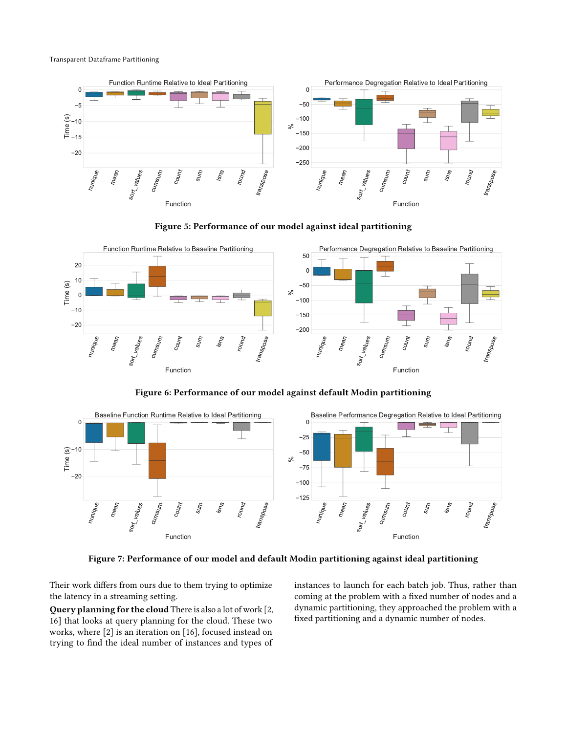**Figure 5: Performance of our model against ideal partitioning**

**Figure 6: Performance of our model against default Modin partitioning**

**Figure 7: Performance of our model and default Modin partitioning against ideal partitioning**

Their work differs from ours due to them trying to optimize the latency in a streaming setting.

**Query planning for the cloud** There is also a lot of work [2, 16] that looks at query planning for the cloud. These two works, where [2] is an iteration on [16], focused instead on trying to find the ideal number of instances and types of instances to launch for each batch job. Thus, rather than coming at the problem with a fixed number of nodes and a dynamic partitioning, they approached the problem with a fixed partitioning and a dynamic number of nodes.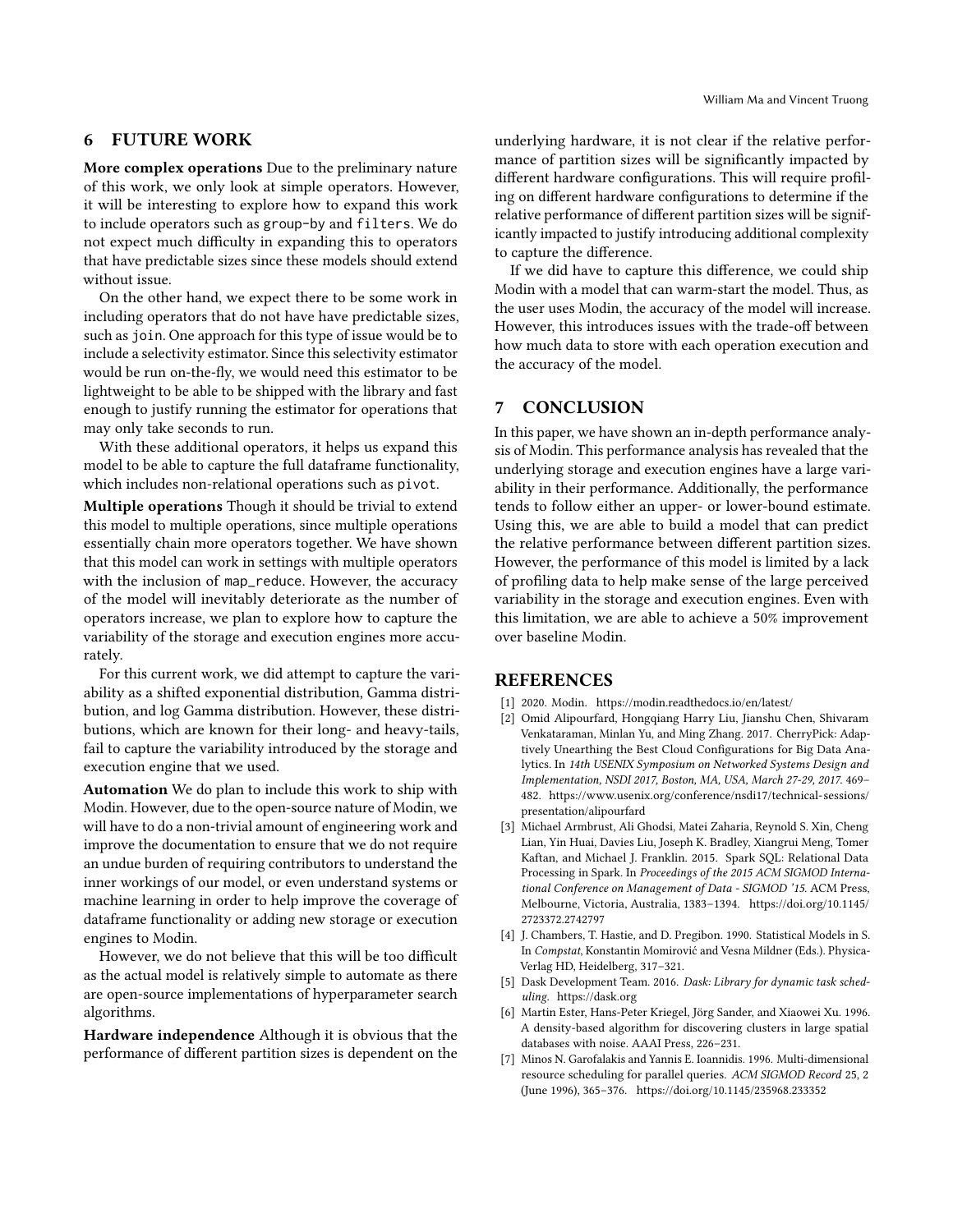## 6 FUTURE WORK

**More complex operations** Due to the preliminary nature of this work, we only look at simple operators. However, it will be interesting to explore how to expand this work to include operators such as `group-by` and `filters`. We do not expect much difficulty in expanding this to operators that have predictable sizes since these models should extend without issue.

On the other hand, we expect there to be some work in including operators that do not have have predictable sizes, such as `join`. One approach for this type of issue would be to include a selectivity estimator. Since this selectivity estimator would be run on-the-fly, we would need this estimator to be lightweight to be able to be shipped with the library and fast enough to justify running the estimator for operations that may only take seconds to run.

With these additional operators, it helps us expand this model to be able to capture the full dataframe functionality, which includes non-relational operations such as `pivot`.

**Multiple operations** Though it should be trivial to extend this model to multiple operations, since multiple operations essentially chain more operators together. We have shown that this model can work in settings with multiple operators with the inclusion of `map_reduce`. However, the accuracy of the model will inevitably deteriorate as the number of operators increase, we plan to explore how to capture the variability of the storage and execution engines more accurately.

For this current work, we did attempt to capture the variability as a shifted exponential distribution, Gamma distribution, and log Gamma distribution. However, these distributions, which are known for their long- and heavy-tails, fail to capture the variability introduced by the storage and execution engine that we used.

**Automation** We do plan to include this work to ship with Modin. However, due to the open-source nature of Modin, we will have to do a non-trivial amount of engineering work and improve the documentation to ensure that we do not require an undue burden of requiring contributors to understand the inner workings of our model, or even understand systems or machine learning in order to help improve the coverage of dataframe functionality or adding new storage or execution engines to Modin.

However, we do not believe that this will be too difficult as the actual model is relatively simple to automate as there are open-source implementations of hyperparameter search algorithms.

**Hardware independence** Although it is obvious that the performance of different partition sizes is dependent on the underlying hardware, it is not clear if the relative performance of partition sizes will be significantly impacted by different hardware configurations. This will require profiling on different hardware configurations to determine if the relative performance of different partition sizes will be significantly impacted to justify introducing additional complexity to capture the difference.

If we did have to capture this difference, we could ship Modin with a model that can warm-start the model. Thus, as the user uses Modin, the accuracy of the model will increase. However, this introduces issues with the trade-off between how much data to store with each operation execution and the accuracy of the model.

## 7 CONCLUSION

In this paper, we have shown an in-depth performance analysis of Modin. This performance analysis has revealed that the underlying storage and execution engines have a large variability in their performance. Additionally, the performance tends to follow either an upper- or lower-bound estimate. Using this, we are able to build a model that can predict the relative performance between different partition sizes. However, the performance of this model is limited by a lack of profiling data to help make sense of the large perceived variability in the storage and execution engines. Even with this limitation, we are able to achieve a 50% improvement over baseline Modin.

## REFERENCES

[1] 2020. Modin. https://modin.readthedocs.io/en/latest/

[2] Omid Alipourfard, Hongqiang Harry Liu, Jianshu Chen, Shivaram Venkataraman, Minlan Yu, and Ming Zhang. 2017. CherryPick: Adaptively Unearthing the Best Cloud Configurations for Big Data Analytics. In *14th USENIX Symposium on Networked Systems Design and Implementation, NSDI 2017, Boston, MA, USA, March 27-29, 2017*. 469–482. https://www.usenix.org/conference/nsdi17/technical-sessions/presentation/alipourfard

[3] Michael Armbrust, Ali Ghodsi, Matei Zaharia, Reynold S. Xin, Cheng Lian, Yin Huai, Davies Liu, Joseph K. Bradley, Xiangrui Meng, Tomer Kaftan, and Michael J. Franklin. 2015. Spark SQL: Relational Data Processing in Spark. In *Proceedings of the 2015 ACM SIGMOD International Conference on Management of Data - SIGMOD '15*. ACM Press, Melbourne, Victoria, Australia, 1383–1394. https://doi.org/10.1145/2723372.2742797

[4] J. Chambers, T. Hastie, and D. Pregibon. 1990. Statistical Models in S. In *Compstat*, Konstantin Momirović and Vesna Mildner (Eds.). Physica-Verlag HD, Heidelberg, 317–321.

[5] Dask Development Team. 2016. *Dask: Library for dynamic task scheduling*. https://dask.org

[6] Martin Ester, Hans-Peter Kriegel, Jörg Sander, and Xiaowei Xu. 1996. A density-based algorithm for discovering clusters in large spatial databases with noise. AAAI Press, 226–231.

[7] Minos N. Garofalakis and Yannis E. Ioannidis. 1996. Multi-dimensional resource scheduling for parallel queries. *ACM SIGMOD Record* 25, 2 (June 1996), 365–376. https://doi.org/10.1145/235968.233352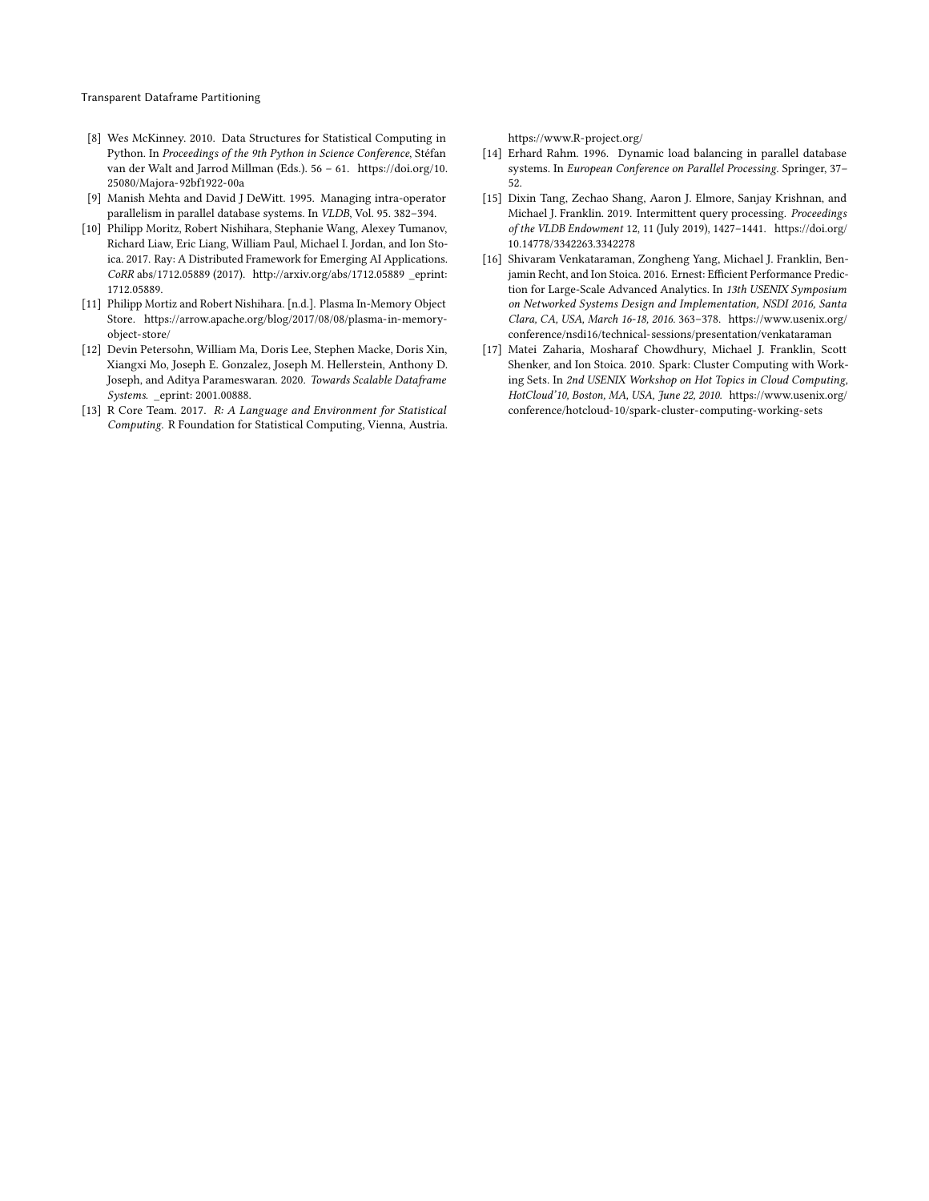[8] Wes McKinney. 2010. Data Structures for Statistical Computing in Python. In *Proceedings of the 9th Python in Science Conference*, Stéfan van der Walt and Jarrod Millman (Eds.). 56 – 61. https://doi.org/10.25080/Majora-92bf1922-00a

[9] Manish Mehta and David J DeWitt. 1995. Managing intra-operator parallelism in parallel database systems. In *VLDB*, Vol. 95. 382–394.

[10] Philipp Moritz, Robert Nishihara, Stephanie Wang, Alexey Tumanov, Richard Liaw, Eric Liang, William Paul, Michael I. Jordan, and Ion Stoica. 2017. Ray: A Distributed Framework for Emerging AI Applications. *CoRR* abs/1712.05889 (2017). http://arxiv.org/abs/1712.05889 _eprint: 1712.05889.

[11] Philipp Mortiz and Robert Nishihara. [n.d.]. Plasma In-Memory Object Store. https://arrow.apache.org/blog/2017/08/08/plasma-in-memory-object-store/

[12] Devin Petersohn, William Ma, Doris Lee, Stephen Macke, Doris Xin, Xiangxi Mo, Joseph E. Gonzalez, Joseph M. Hellerstein, Anthony D. Joseph, and Aditya Parameswaran. 2020. *Towards Scalable Dataframe Systems*. _eprint: 2001.00888.

[13] R Core Team. 2017. *R: A Language and Environment for Statistical Computing*. R Foundation for Statistical Computing, Vienna, Austria. https://www.R-project.org/

[14] Erhard Rahm. 1996. Dynamic load balancing in parallel database systems. In *European Conference on Parallel Processing*. Springer, 37–52.

[15] Dixin Tang, Zechao Shang, Aaron J. Elmore, Sanjay Krishnan, and Michael J. Franklin. 2019. Intermittent query processing. *Proceedings of the VLDB Endowment* 12, 11 (July 2019), 1427–1441. https://doi.org/10.14778/3342263.3342278

[16] Shivaram Venkataraman, Zongheng Yang, Michael J. Franklin, Benjamin Recht, and Ion Stoica. 2016. Ernest: Efficient Performance Prediction for Large-Scale Advanced Analytics. In *13th USENIX Symposium on Networked Systems Design and Implementation, NSDI 2016, Santa Clara, CA, USA, March 16-18, 2016*. 363–378. https://www.usenix.org/conference/nsdi16/technical-sessions/presentation/venkataraman

[17] Matei Zaharia, Mosharaf Chowdhury, Michael J. Franklin, Scott Shenker, and Ion Stoica. 2010. Spark: Cluster Computing with Working Sets. In *2nd USENIX Workshop on Hot Topics in Cloud Computing, HotCloud'10, Boston, MA, USA, June 22, 2010*. https://www.usenix.org/conference/hotcloud-10/spark-cluster-computing-working-sets